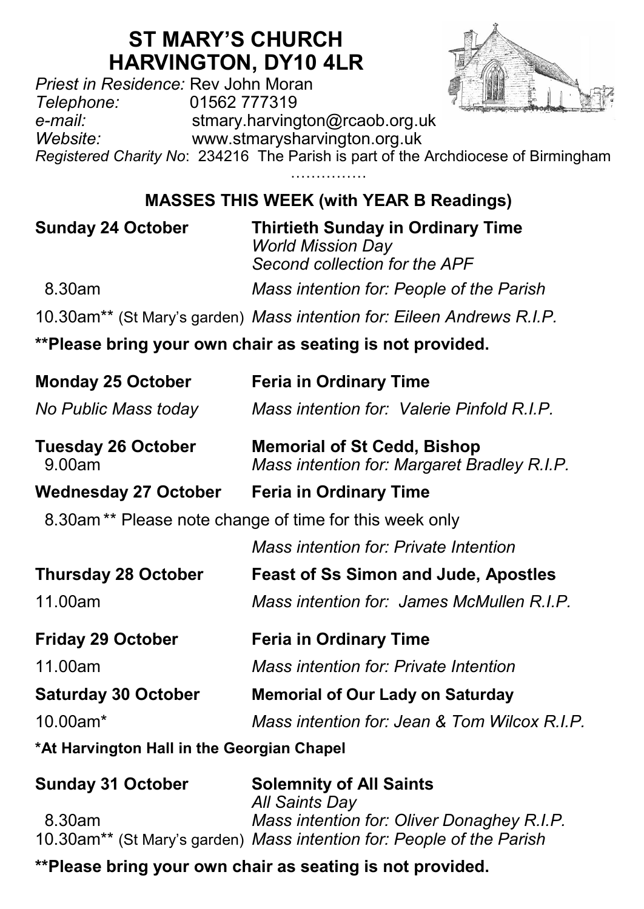# ST MARY'S CHURCH
# HARVINGTON, DY10 4LR

*Priest in Residence:* Rev John Moran
*Telephone:* 01562 777319
*e-mail:* stmary.harvington@rcaob.org.uk
*Website:* www.stmarysharvington.org.uk
*Registered Charity No*: 234216 The Parish is part of the Archdiocese of Birmingham

……………

## MASSES THIS WEEK (with YEAR B Readings)

**Sunday 24 October** — **Thirtieth Sunday in Ordinary Time**
*World Mission Day*
*Second collection for the APF*

8.30am — *Mass intention for: People of the Parish*

10.30am** (St Mary's garden) — *Mass intention for: Eileen Andrews R.I.P.*

**\*\*Please bring your own chair as seating is not provided.**

**Monday 25 October** — **Feria in Ordinary Time**

*No Public Mass today* — *Mass intention for: Valerie Pinfold R.I.P.*

**Tuesday 26 October** — **Memorial of St Cedd, Bishop**
9.00am — *Mass intention for: Margaret Bradley R.I.P.*

**Wednesday 27 October** — **Feria in Ordinary Time**

8.30am ** Please note change of time for this week only

*Mass intention for: Private Intention*

**Thursday 28 October** — **Feast of Ss Simon and Jude, Apostles**

11.00am — *Mass intention for: James McMullen R.I.P.*

**Friday 29 October** — **Feria in Ordinary Time**

11.00am — *Mass intention for: Private Intention*

**Saturday 30 October** — **Memorial of Our Lady on Saturday**

10.00am* — *Mass intention for: Jean & Tom Wilcox R.I.P.*

**\*At Harvington Hall in the Georgian Chapel**

**Sunday 31 October** — **Solemnity of All Saints**
*All Saints Day*
8.30am — *Mass intention for: Oliver Donaghey R.I.P.*
10.30am** (St Mary's garden) — *Mass intention for: People of the Parish*

**\*\*Please bring your own chair as seating is not provided.**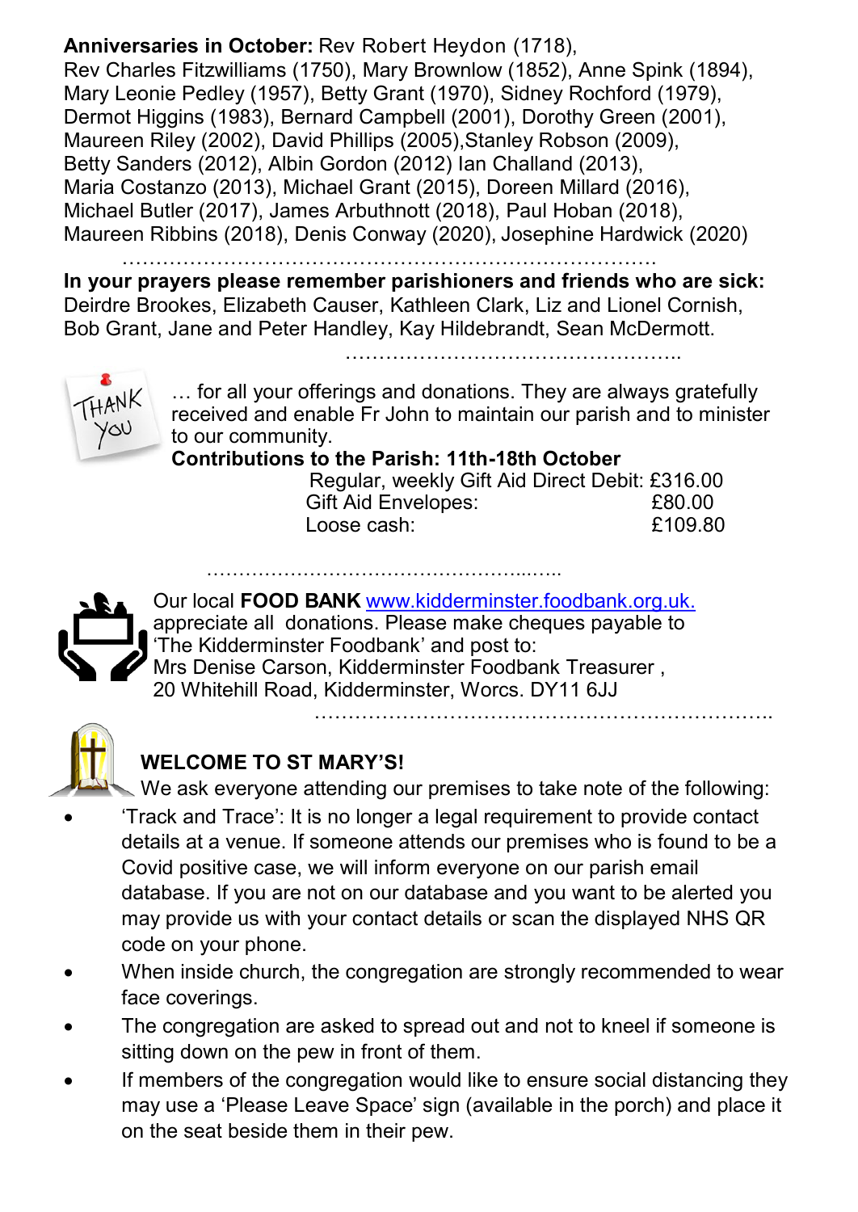**Anniversaries in October:** Rev Robert Heydon (1718), Rev Charles Fitzwilliams (1750), Mary Brownlow (1852), Anne Spink (1894), Mary Leonie Pedley (1957), Betty Grant (1970), Sidney Rochford (1979), Dermot Higgins (1983), Bernard Campbell (2001), Dorothy Green (2001), Maureen Riley (2002), David Phillips (2005),Stanley Robson (2009), Betty Sanders (2012), Albin Gordon (2012) Ian Challand (2013), Maria Costanzo (2013), Michael Grant (2015), Doreen Millard (2016), Michael Butler (2017), James Arbuthnott (2018), Paul Hoban (2018), Maureen Ribbins (2018), Denis Conway (2020), Josephine Hardwick (2020)

…………………………………………………………………….

**In your prayers please remember parishioners and friends who are sick:** Deirdre Brookes, Elizabeth Causer, Kathleen Clark, Liz and Lionel Cornish, Bob Grant, Jane and Peter Handley, Kay Hildebrandt, Sean McDermott.

…………………………………………..

THANK YOU … for all your offerings and donations. They are always gratefully received and enable Fr John to maintain our parish and to minister to our community.

**Contributions to the Parish: 11th-18th October**

| | |
|---|---|
| Regular, weekly Gift Aid Direct Debit: | £316.00 |
| Gift Aid Envelopes: | £80.00 |
| Loose cash: | £109.80 |

……………………………………………..…..

Our local **FOOD BANK** www.kidderminster.foodbank.org.uk. appreciate all donations. Please make cheques payable to 'The Kidderminster Foodbank' and post to: Mrs Denise Carson, Kidderminster Foodbank Treasurer , 20 Whitehill Road, Kidderminster, Worcs. DY11 6JJ

……………………………………………………………..

**WELCOME TO ST MARY'S!**

We ask everyone attending our premises to take note of the following:

- 'Track and Trace': It is no longer a legal requirement to provide contact details at a venue. If someone attends our premises who is found to be a Covid positive case, we will inform everyone on our parish email database. If you are not on our database and you want to be alerted you may provide us with your contact details or scan the displayed NHS QR code on your phone.
- When inside church, the congregation are strongly recommended to wear face coverings.
- The congregation are asked to spread out and not to kneel if someone is sitting down on the pew in front of them.
- If members of the congregation would like to ensure social distancing they may use a 'Please Leave Space' sign (available in the porch) and place it on the seat beside them in their pew.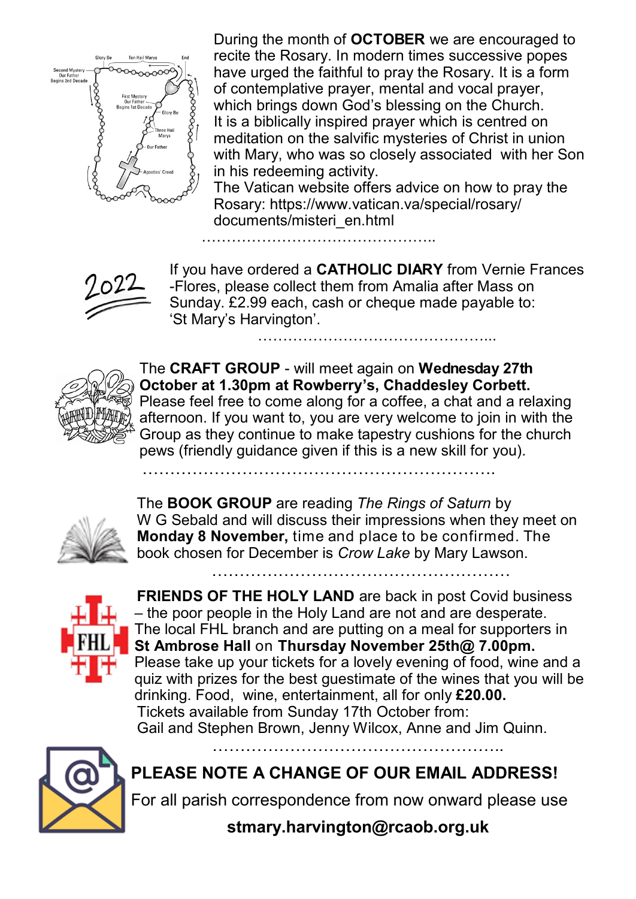During the month of **OCTOBER** we are encouraged to recite the Rosary. In modern times successive popes have urged the faithful to pray the Rosary. It is a form of contemplative prayer, mental and vocal prayer, which brings down God's blessing on the Church. It is a biblically inspired prayer which is centred on meditation on the salvific mysteries of Christ in union with Mary, who was so closely associated with her Son in his redeeming activity.
The Vatican website offers advice on how to pray the Rosary: https://www.vatican.va/special/rosary/documents/misteri_en.html

……………………………………..

If you have ordered a **CATHOLIC DIARY** from Vernie Frances-Flores, please collect them from Amalia after Mass on Sunday. £2.99 each, cash or cheque made payable to: 'St Mary's Harvington'.

………………………………………...

The **CRAFT GROUP** - will meet again on **Wednesday 27th October at 1.30pm at Rowberry's, Chaddesley Corbett.** Please feel free to come along for a coffee, a chat and a relaxing afternoon. If you want to, you are very welcome to join in with the Group as they continue to make tapestry cushions for the church pews (friendly guidance given if this is a new skill for you).

………………………………………………………….

The **BOOK GROUP** are reading *The Rings of Saturn* by W G Sebald and will discuss their impressions when they meet on **Monday 8 November,** time and place to be confirmed. The book chosen for December is *Crow Lake* by Mary Lawson.

……………………………………………….

**FRIENDS OF THE HOLY LAND** are back in post Covid business – the poor people in the Holy Land are not and are desperate. The local FHL branch and are putting on a meal for supporters in **St Ambrose Hall** on **Thursday November 25th@ 7.00pm.** Please take up your tickets for a lovely evening of food, wine and a quiz with prizes for the best guestimate of the wines that you will be drinking. Food, wine, entertainment, all for only **£20.00.**
Tickets available from Sunday 17th October from:
Gail and Stephen Brown, Jenny Wilcox, Anne and Jim Quinn.

……………………………………………..

**PLEASE NOTE A CHANGE OF OUR EMAIL ADDRESS!**

For all parish correspondence from now onward please use

**stmary.harvington@rcaob.org.uk**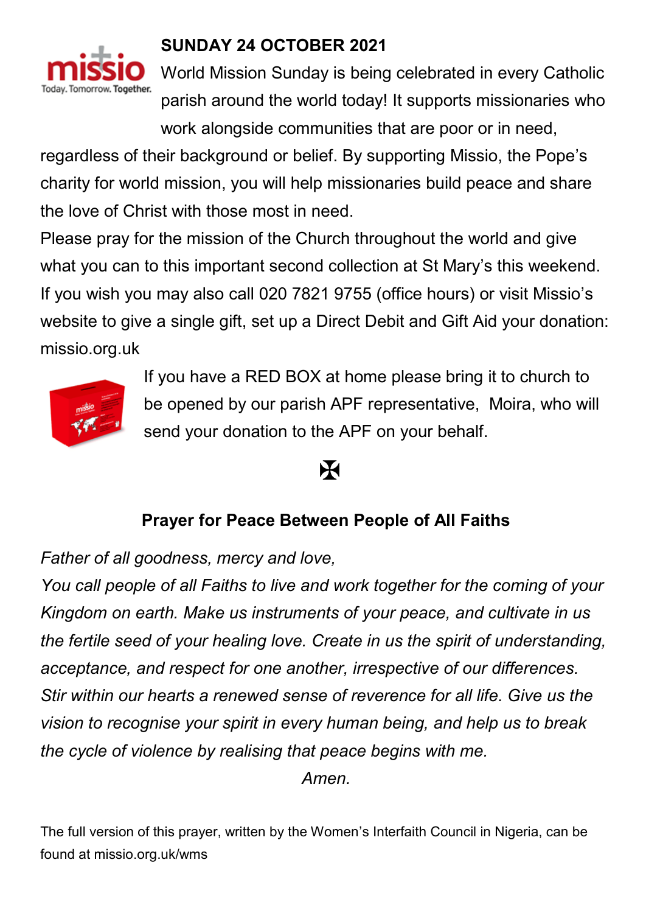**SUNDAY 24 OCTOBER 2021**

World Mission Sunday is being celebrated in every Catholic parish around the world today! It supports missionaries who work alongside communities that are poor or in need, regardless of their background or belief. By supporting Missio, the Pope's charity for world mission, you will help missionaries build peace and share the love of Christ with those most in need.

Please pray for the mission of the Church throughout the world and give what you can to this important second collection at St Mary's this weekend. If you wish you may also call 020 7821 9755 (office hours) or visit Missio's website to give a single gift, set up a Direct Debit and Gift Aid your donation: missio.org.uk

If you have a RED BOX at home please bring it to church to be opened by our parish APF representative, Moira, who will send your donation to the APF on your behalf.

✠

## Prayer for Peace Between People of All Faiths

*Father of all goodness, mercy and love,*

*You call people of all Faiths to live and work together for the coming of your Kingdom on earth. Make us instruments of your peace, and cultivate in us the fertile seed of your healing love. Create in us the spirit of understanding, acceptance, and respect for one another, irrespective of our differences. Stir within our hearts a renewed sense of reverence for all life. Give us the vision to recognise your spirit in every human being, and help us to break the cycle of violence by realising that peace begins with me.*

*Amen.*

The full version of this prayer, written by the Women's Interfaith Council in Nigeria, can be found at missio.org.uk/wms